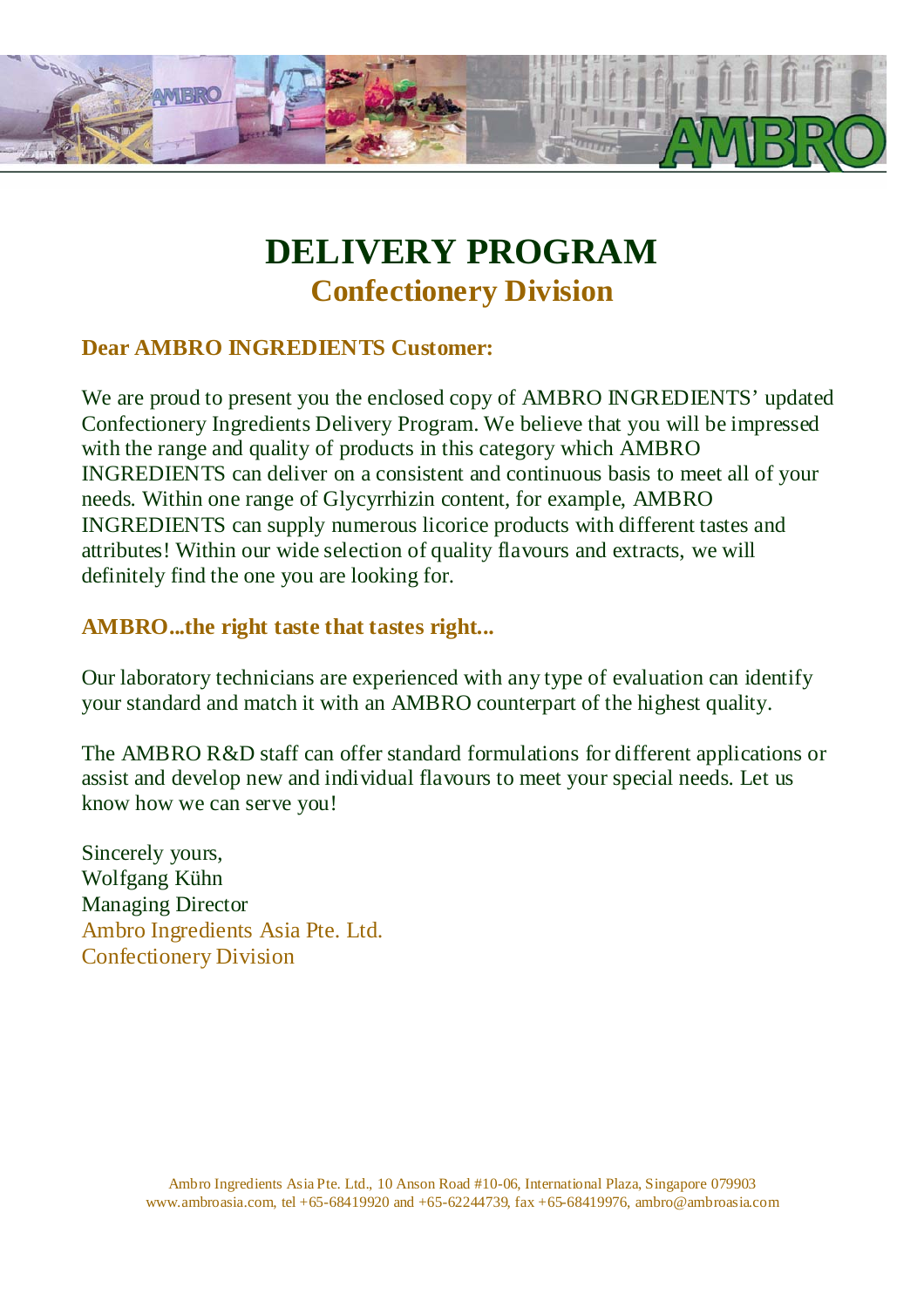# DELIVERY PROGRAM

## Confectionery Division

### Dear AMBRO INGREDIENTS Customer:

We are proud to present you the enclosed copy of AMBRO INGREDIENTS' updated Confectionery Ingredients Delivery Program. We believe that you will be impressed with the range and quality of products in this category which AMBRO INGREDIENTS can deliver on a consistent and continuous basis to meet all of your needs. Within one range of Glycyrrhizin content, for example, AMBRO INGREDIENTS can supply numerous licorice products with different tastes and attributes! Within our wide selection of quality flavours and extracts, we will definitely find the one you are looking for.

### AMBRO...the right taste that tastes right...

Our laboratory technicians are experienced with any type of evaluation can identify your standard and match it with an AMBRO counterpart of the highest quality.

The AMBRO R&D staff can offer standard formulations for different applications or assist and develop new and individual flavours to meet your special needs. Let us know how we can serve you!

Sincerely yours,
Wolfgang Kühn
Managing Director
Ambro Ingredients Asia Pte. Ltd.
Confectionery Division

Ambro Ingredients Asia Pte. Ltd., 10 Anson Road #10-06, International Plaza, Singapore 079903
www.ambroasia.com, tel +65-68419920 and +65-62244739, fax +65-68419976, ambro@ambroasia.com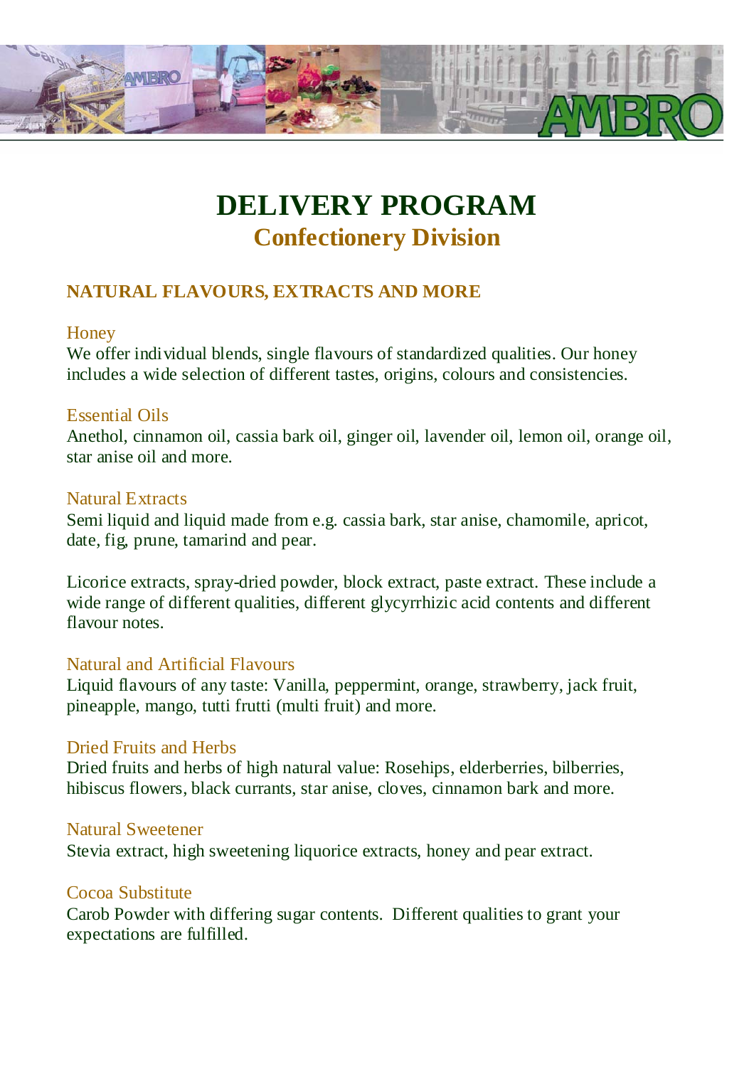# DELIVERY PROGRAM

## Confectionery Division

### NATURAL FLAVOURS, EXTRACTS AND MORE

**Honey**

We offer individual blends, single flavours of standardized qualities. Our honey includes a wide selection of different tastes, origins, colours and consistencies.

**Essential Oils**

Anethol, cinnamon oil, cassia bark oil, ginger oil, lavender oil, lemon oil, orange oil, star anise oil and more.

**Natural Extracts**

Semi liquid and liquid made from e.g. cassia bark, star anise, chamomile, apricot, date, fig, prune, tamarind and pear.

Licorice extracts, spray-dried powder, block extract, paste extract. These include a wide range of different qualities, different glycyrrhizic acid contents and different flavour notes.

**Natural and Artificial Flavours**

Liquid flavours of any taste: Vanilla, peppermint, orange, strawberry, jack fruit, pineapple, mango, tutti frutti (multi fruit) and more.

**Dried Fruits and Herbs**

Dried fruits and herbs of high natural value: Rosehips, elderberries, bilberries, hibiscus flowers, black currants, star anise, cloves, cinnamon bark and more.

**Natural Sweetener**

Stevia extract, high sweetening liquorice extracts, honey and pear extract.

**Cocoa Substitute**

Carob Powder with differing sugar contents. Different qualities to grant your expectations are fulfilled.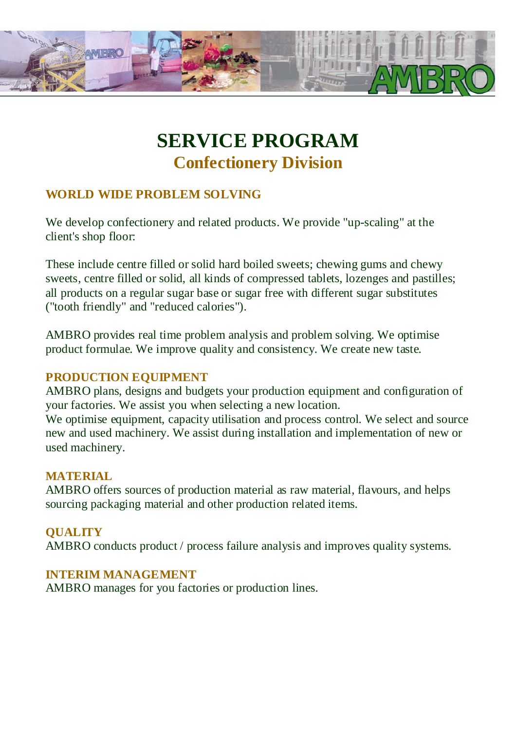# SERVICE PROGRAM

## Confectionery Division

### WORLD WIDE PROBLEM SOLVING

We develop confectionery and related products. We provide "up-scaling" at the client's shop floor:

These include centre filled or solid hard boiled sweets; chewing gums and chewy sweets, centre filled or solid, all kinds of compressed tablets, lozenges and pastilles; all products on a regular sugar base or sugar free with different sugar substitutes ("tooth friendly" and "reduced calories").

AMBRO provides real time problem analysis and problem solving. We optimise product formulae. We improve quality and consistency. We create new taste.

### PRODUCTION EQUIPMENT

AMBRO plans, designs and budgets your production equipment and configuration of your factories. We assist you when selecting a new location.
We optimise equipment, capacity utilisation and process control. We select and source new and used machinery. We assist during installation and implementation of new or used machinery.

### MATERIAL

AMBRO offers sources of production material as raw material, flavours, and helps sourcing packaging material and other production related items.

### QUALITY

AMBRO conducts product / process failure analysis and improves quality systems.

### INTERIM MANAGEMENT

AMBRO manages for you factories or production lines.